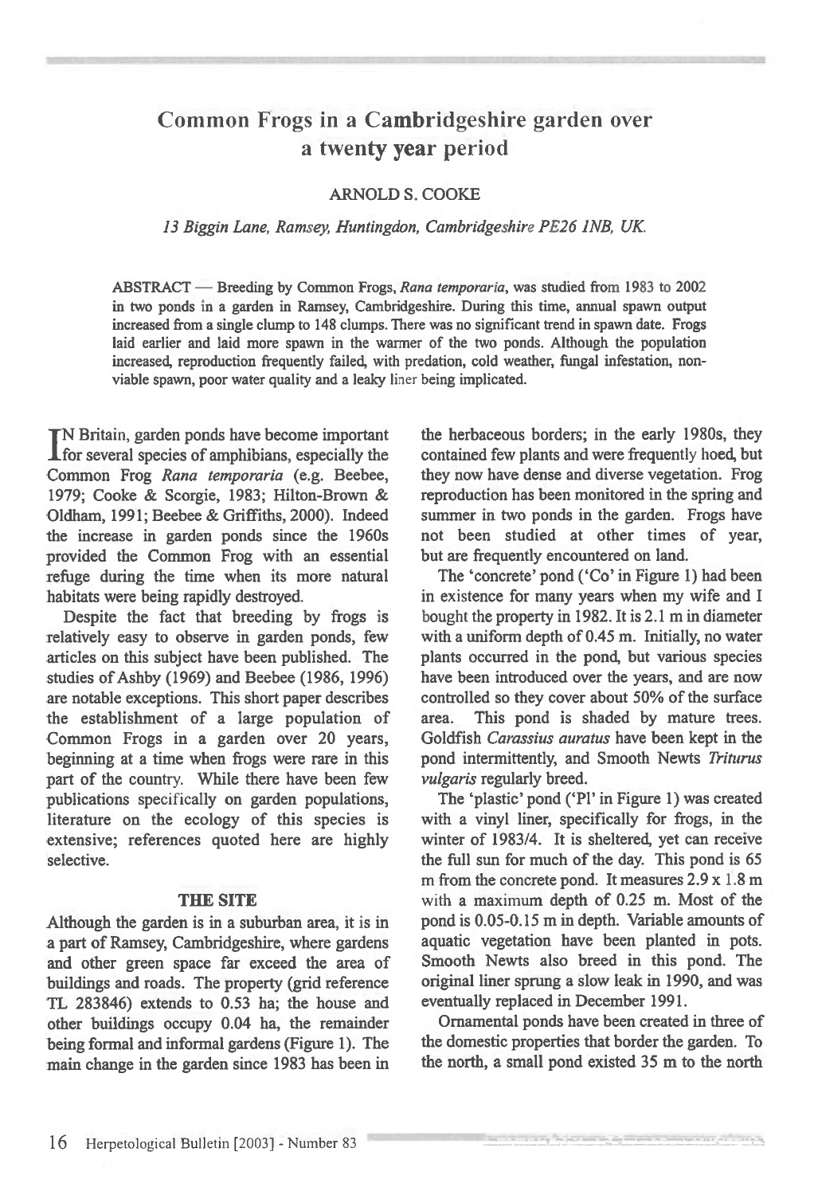# Common Frogs in a Cambridgeshire garden over a twenty year period

ARNOLD S. COOKE

*13 Biggin Lane, Ramsey, Huntingdon, Cambridgeshire PE26 1NB, UK.*

ABSTRACT — Breeding by Common Frogs, *Rana temporaria*, was studied from 1983 to 2002 in two ponds in a garden in Ramsey, Cambridgeshire. During this time, annual spawn output increased from a single clump to 148 clumps. There was no significant trend in spawn date. Frogs laid earlier and laid more spawn in the warmer of the two ponds. Although the population increased, reproduction frequently failed, with predation, cold weather, fungal infestation, non-viable spawn, poor water quality and a leaky liner being implicated.

IN Britain, garden ponds have become important for several species of amphibians, especially the Common Frog *Rana temporaria* (e.g. Beebee, 1979; Cooke & Scorgie, 1983; Hilton-Brown & Oldham, 1991; Beebee & Griffiths, 2000). Indeed the increase in garden ponds since the 1960s provided the Common Frog with an essential refuge during the time when its more natural habitats were being rapidly destroyed.

Despite the fact that breeding by frogs is relatively easy to observe in garden ponds, few articles on this subject have been published. The studies of Ashby (1969) and Beebee (1986, 1996) are notable exceptions. This short paper describes the establishment of a large population of Common Frogs in a garden over 20 years, beginning at a time when frogs were rare in this part of the country. While there have been few publications specifically on garden populations, literature on the ecology of this species is extensive; references quoted here are highly selective.

## THE SITE

Although the garden is in a suburban area, it is in a part of Ramsey, Cambridgeshire, where gardens and other green space far exceed the area of buildings and roads. The property (grid reference TL 283846) extends to 0.53 ha; the house and other buildings occupy 0.04 ha, the remainder being formal and informal gardens (Figure 1). The main change in the garden since 1983 has been in the herbaceous borders; in the early 1980s, they contained few plants and were frequently hoed, but they now have dense and diverse vegetation. Frog reproduction has been monitored in the spring and summer in two ponds in the garden. Frogs have not been studied at other times of year, but are frequently encountered on land.

The 'concrete' pond ('Co' in Figure 1) had been in existence for many years when my wife and I bought the property in 1982. It is 2.1 m in diameter with a uniform depth of 0.45 m. Initially, no water plants occurred in the pond, but various species have been introduced over the years, and are now controlled so they cover about 50% of the surface area. This pond is shaded by mature trees. Goldfish *Carassius auratus* have been kept in the pond intermittently, and Smooth Newts *Triturus vulgaris* regularly breed.

The 'plastic' pond ('Pl' in Figure 1) was created with a vinyl liner, specifically for frogs, in the winter of 1983/4. It is sheltered, yet can receive the full sun for much of the day. This pond is 65 m from the concrete pond. It measures 2.9 x 1.8 m with a maximum depth of 0.25 m. Most of the pond is 0.05-0.15 m in depth. Variable amounts of aquatic vegetation have been planted in pots. Smooth Newts also breed in this pond. The original liner sprung a slow leak in 1990, and was eventually replaced in December 1991.

Ornamental ponds have been created in three of the domestic properties that border the garden. To the north, a small pond existed 35 m to the north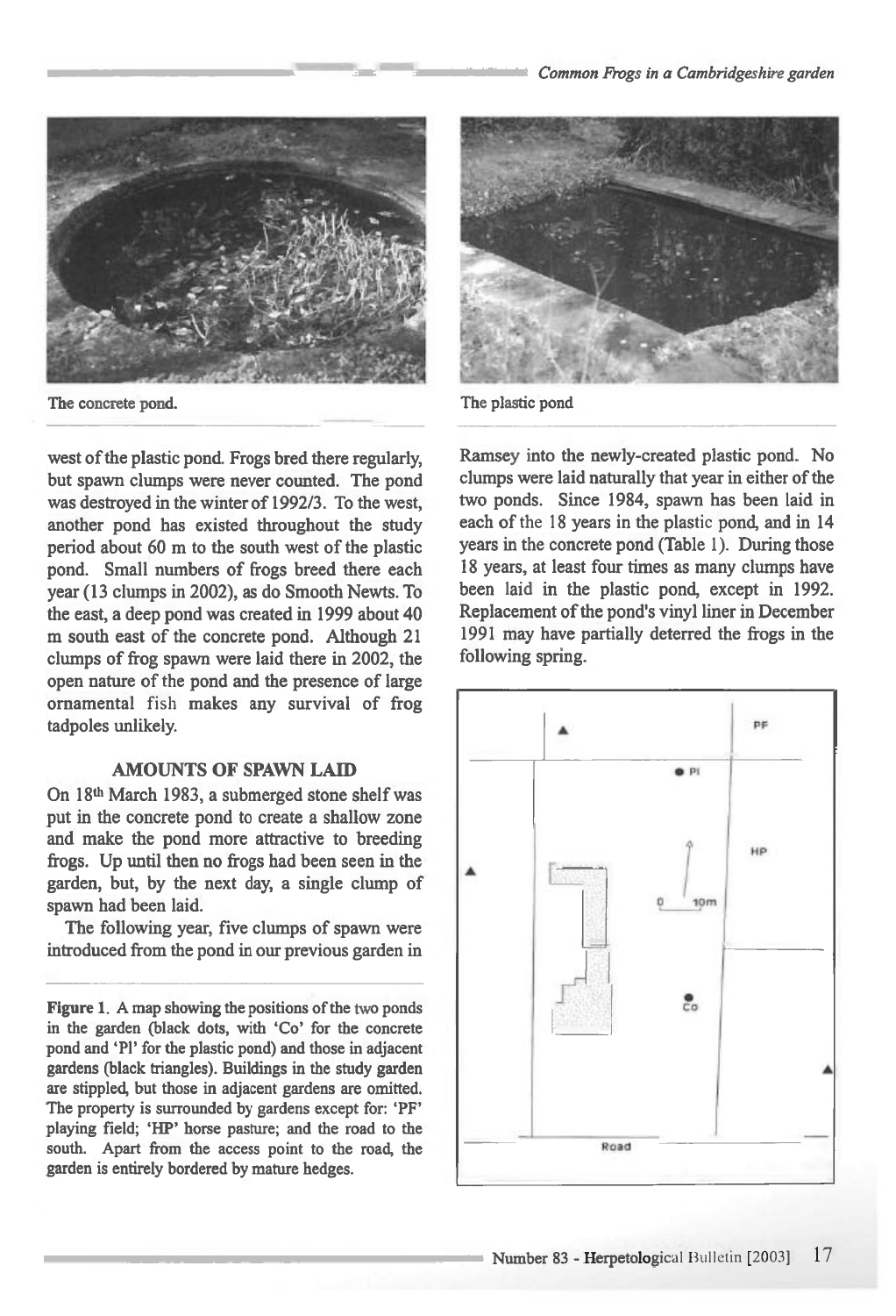The concrete pond.

The plastic pond

west of the plastic pond. Frogs bred there regularly, but spawn clumps were never counted. The pond was destroyed in the winter of 1992/3. To the west, another pond has existed throughout the study period about 60 m to the south west of the plastic pond. Small numbers of frogs breed there each year (13 clumps in 2002), as do Smooth Newts. To the east, a deep pond was created in 1999 about 40 m south east of the concrete pond. Although 21 clumps of frog spawn were laid there in 2002, the open nature of the pond and the presence of large ornamental fish makes any survival of frog tadpoles unlikely.

## AMOUNTS OF SPAWN LAID

On 18th March 1983, a submerged stone shelf was put in the concrete pond to create a shallow zone and make the pond more attractive to breeding frogs. Up until then no frogs had been seen in the garden, but, by the next day, a single clump of spawn had been laid.

The following year, five clumps of spawn were introduced from the pond in our previous garden in Ramsey into the newly-created plastic pond. No clumps were laid naturally that year in either of the two ponds. Since 1984, spawn has been laid in each of the 18 years in the plastic pond, and in 14 years in the concrete pond (Table 1). During those 18 years, at least four times as many clumps have been laid in the plastic pond, except in 1992. Replacement of the pond's vinyl liner in December 1991 may have partially deterred the frogs in the following spring.

**Figure 1.** A map showing the positions of the two ponds in the garden (black dots, with 'Co' for the concrete pond and 'Pl' for the plastic pond) and those in adjacent gardens (black triangles). Buildings in the study garden are stippled, but those in adjacent gardens are omitted. The property is surrounded by gardens except for: 'PF' playing field; 'HP' horse pasture; and the road to the south. Apart from the access point to the road, the garden is entirely bordered by mature hedges.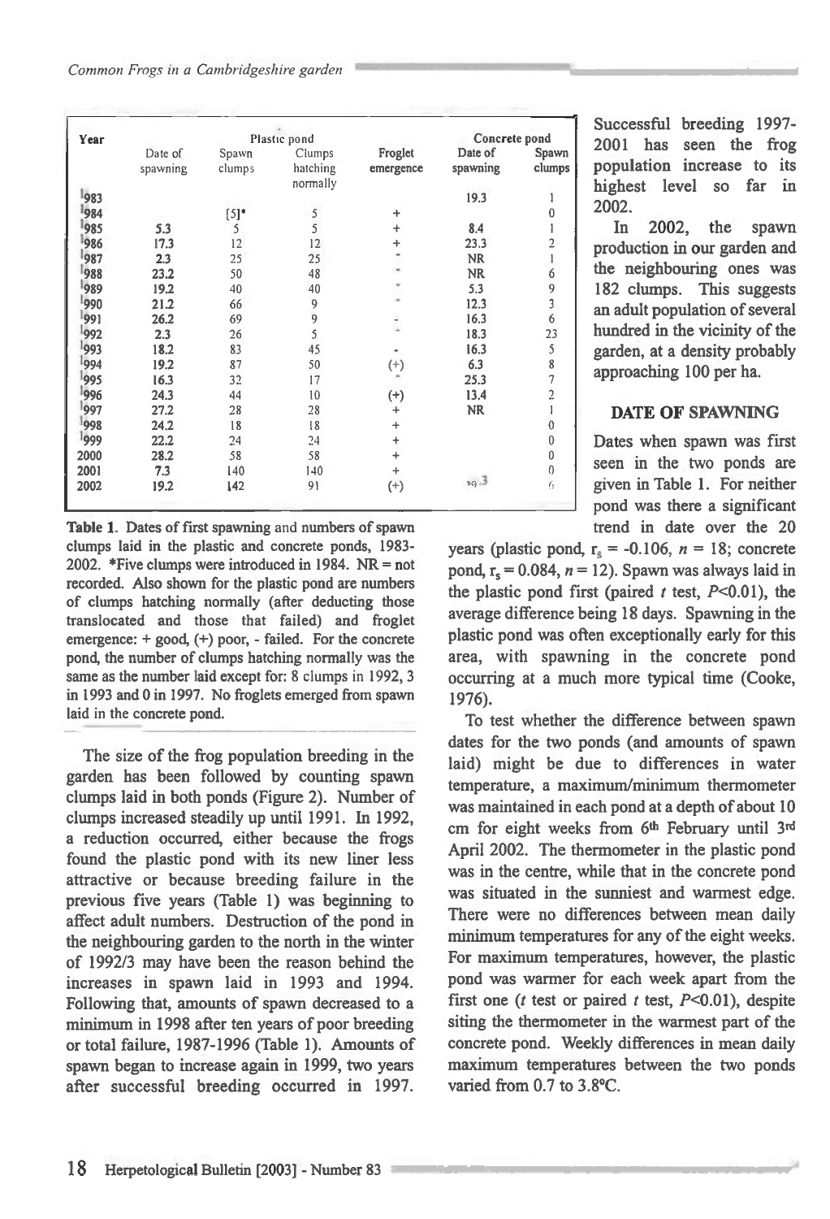| Year | Plastic pond | | | | Concrete pond | |
|---|---|---|---|---|---|---|
| | Date of spawning | Spawn clumps | Clumps hatching normally | Froglet emergence | Date of spawning | Spawn clumps |
| 1983 | | | | | 19.3 | 1 |
| 1984 | | [5]* | 5 | + | | 0 |
| 1985 | 5.3 | 5 | 5 | + | 8.4 | 1 |
| 1986 | 17.3 | 12 | 12 | + | 23.3 | 2 |
| 1987 | 2.3 | 25 | 25 | - | NR | 1 |
| 1988 | 23.2 | 50 | 48 | - | NR | 6 |
| 1989 | 19.2 | 40 | 40 | - | 5.3 | 9 |
| 1990 | 21.2 | 66 | 9 | - | 12.3 | 3 |
| 1991 | 26.2 | 69 | 9 | - | 16.3 | 6 |
| 1992 | 2.3 | 26 | 5 | - | 18.3 | 23 |
| 1993 | 18.2 | 83 | 45 | - | 16.3 | 5 |
| 1994 | 19.2 | 87 | 50 | (+) | 6.3 | 8 |
| 1995 | 16.3 | 32 | 17 | - | 25.3 | 7 |
| 1996 | 24.3 | 44 | 10 | (+) | 13.4 | 2 |
| 1997 | 27.2 | 28 | 28 | + | NR | 1 |
| 1998 | 24.2 | 18 | 18 | + | | 0 |
| 1999 | 22.2 | 24 | 24 | + | | 0 |
| 2000 | 28.2 | 58 | 58 | + | | 0 |
| 2001 | 7.3 | 140 | 140 | + | | 0 |
| 2002 | 19.2 | 142 | 91 | (+) | 19.3 | 6 |

**Table 1.** Dates of first spawning and numbers of spawn clumps laid in the plastic and concrete ponds, 1983-2002. *Five clumps were introduced in 1984. NR = not recorded. Also shown for the plastic pond are numbers of clumps hatching normally (after deducting those translocated and those that failed) and froglet emergence: + good, (+) poor, - failed. For the concrete pond, the number of clumps hatching normally was the same as the number laid except for: 8 clumps in 1992, 3 in 1993 and 0 in 1997. No froglets emerged from spawn laid in the concrete pond.

The size of the frog population breeding in the garden has been followed by counting spawn clumps laid in both ponds (Figure 2). Number of clumps increased steadily up until 1991. In 1992, a reduction occurred, either because the frogs found the plastic pond with its new liner less attractive or because breeding failure in the previous five years (Table 1) was beginning to affect adult numbers. Destruction of the pond in the neighbouring garden to the north in the winter of 1992/3 may have been the reason behind the increases in spawn laid in 1993 and 1994. Following that, amounts of spawn decreased to a minimum in 1998 after ten years of poor breeding or total failure, 1987-1996 (Table 1). Amounts of spawn began to increase again in 1999, two years after successful breeding occurred in 1997. Successful breeding 1997-2001 has seen the frog population increase to its highest level so far in 2002.

In 2002, the spawn production in our garden and the neighbouring ones was 182 clumps. This suggests an adult population of several hundred in the vicinity of the garden, at a density probably approaching 100 per ha.

## DATE OF SPAWNING

Dates when spawn was first seen in the two ponds are given in Table 1. For neither pond was there a significant trend in date over the 20 years (plastic pond, $r_s = -0.106$, $n = 18$; concrete pond, $r_s = 0.084$, $n = 12$). Spawn was always laid in the plastic pond first (paired $t$ test, $P<0.01$), the average difference being 18 days. Spawning in the plastic pond was often exceptionally early for this area, with spawning in the concrete pond occurring at a much more typical time (Cooke, 1976).

To test whether the difference between spawn dates for the two ponds (and amounts of spawn laid) might be due to differences in water temperature, a maximum/minimum thermometer was maintained in each pond at a depth of about 10 cm for eight weeks from 6th February until 3rd April 2002. The thermometer in the plastic pond was in the centre, while that in the concrete pond was situated in the sunniest and warmest edge. There were no differences between mean daily minimum temperatures for any of the eight weeks. For maximum temperatures, however, the plastic pond was warmer for each week apart from the first one ($t$ test or paired $t$ test, $P<0.01$), despite siting the thermometer in the warmest part of the concrete pond. Weekly differences in mean daily maximum temperatures between the two ponds varied from 0.7 to 3.8°C.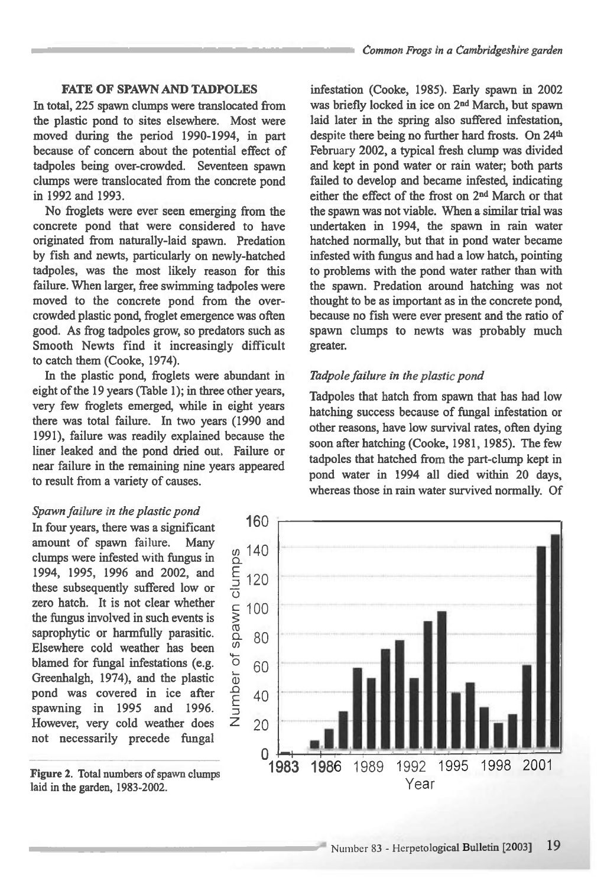### FATE OF SPAWN AND TADPOLES

In total, 225 spawn clumps were translocated from the plastic pond to sites elsewhere. Most were moved during the period 1990-1994, in part because of concern about the potential effect of tadpoles being over-crowded. Seventeen spawn clumps were translocated from the concrete pond in 1992 and 1993.

No froglets were ever seen emerging from the concrete pond that were considered to have originated from naturally-laid spawn. Predation by fish and newts, particularly on newly-hatched tadpoles, was the most likely reason for this failure. When larger, free swimming tadpoles were moved to the concrete pond from the over-crowded plastic pond, froglet emergence was often good. As frog tadpoles grow, so predators such as Smooth Newts find it increasingly difficult to catch them (Cooke, 1974).

In the plastic pond, froglets were abundant in eight of the 19 years (Table 1); in three other years, very few froglets emerged, while in eight years there was total failure. In two years (1990 and 1991), failure was readily explained because the liner leaked and the pond dried out. Failure or near failure in the remaining nine years appeared to result from a variety of causes.

*Spawn failure in the plastic pond*

In four years, there was a significant amount of spawn failure. Many clumps were infested with fungus in 1994, 1995, 1996 and 2002, and these subsequently suffered low or zero hatch. It is not clear whether the fungus involved in such events is saprophytic or harmfully parasitic. Elsewhere cold weather has been blamed for fungal infestations (e.g. Greenhalgh, 1974), and the plastic pond was covered in ice after spawning in 1995 and 1996. However, very cold weather does not necessarily precede fungal infestation (Cooke, 1985). Early spawn in 2002 was briefly locked in ice on 2nd March, but spawn laid later in the spring also suffered infestation, despite there being no further hard frosts. On 24th February 2002, a typical fresh clump was divided and kept in pond water or rain water; both parts failed to develop and became infested, indicating either the effect of the frost on 2nd March or that the spawn was not viable. When a similar trial was undertaken in 1994, the spawn in rain water hatched normally, but that in pond water became infested with fungus and had a low hatch, pointing to problems with the pond water rather than with the spawn. Predation around hatching was not thought to be as important as in the concrete pond, because no fish were ever present and the ratio of spawn clumps to newts was probably much greater.

Figure 2. Total numbers of spawn clumps laid in the garden, 1983-2002.

*Tadpole failure in the plastic pond*

Tadpoles that hatch from spawn that has had low hatching success because of fungal infestation or other reasons, have low survival rates, often dying soon after hatching (Cooke, 1981, 1985). The few tadpoles that hatched from the part-clump kept in pond water in 1994 all died within 20 days, whereas those in rain water survived normally. Of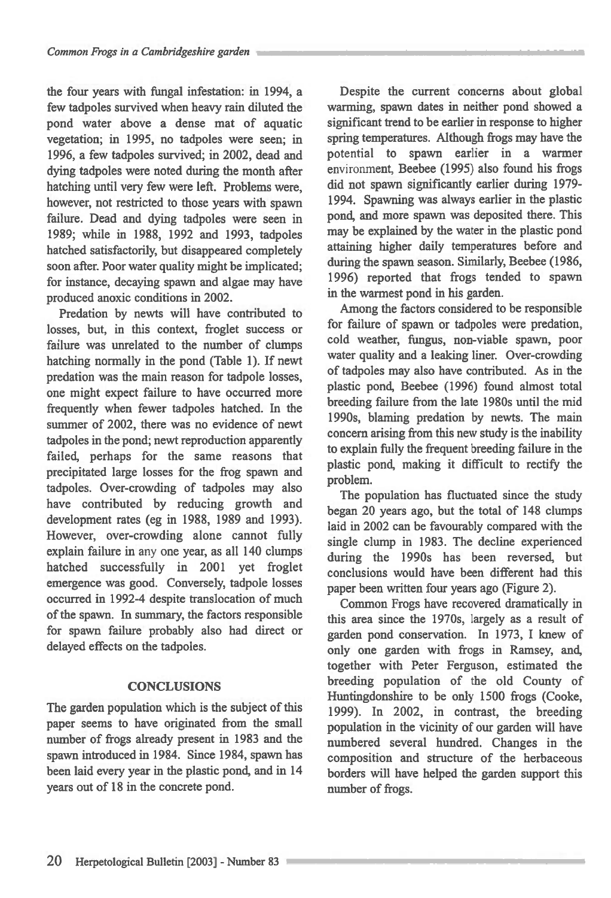the four years with fungal infestation: in 1994, a few tadpoles survived when heavy rain diluted the pond water above a dense mat of aquatic vegetation; in 1995, no tadpoles were seen; in 1996, a few tadpoles survived; in 2002, dead and dying tadpoles were noted during the month after hatching until very few were left. Problems were, however, not restricted to those years with spawn failure. Dead and dying tadpoles were seen in 1989; while in 1988, 1992 and 1993, tadpoles hatched satisfactorily, but disappeared completely soon after. Poor water quality might be implicated; for instance, decaying spawn and algae may have produced anoxic conditions in 2002.

Predation by newts will have contributed to losses, but, in this context, froglet success or failure was unrelated to the number of clumps hatching normally in the pond (Table 1). If newt predation was the main reason for tadpole losses, one might expect failure to have occurred more frequently when fewer tadpoles hatched. In the summer of 2002, there was no evidence of newt tadpoles in the pond; newt reproduction apparently failed, perhaps for the same reasons that precipitated large losses for the frog spawn and tadpoles. Over-crowding of tadpoles may also have contributed by reducing growth and development rates (eg in 1988, 1989 and 1993). However, over-crowding alone cannot fully explain failure in any one year, as all 140 clumps hatched successfully in 2001 yet froglet emergence was good. Conversely, tadpole losses occurred in 1992-4 despite translocation of much of the spawn. In summary, the factors responsible for spawn failure probably also had direct or delayed effects on the tadpoles.

## CONCLUSIONS

The garden population which is the subject of this paper seems to have originated from the small number of frogs already present in 1983 and the spawn introduced in 1984. Since 1984, spawn has been laid every year in the plastic pond, and in 14 years out of 18 in the concrete pond.

Despite the current concerns about global warming, spawn dates in neither pond showed a significant trend to be earlier in response to higher spring temperatures. Although frogs may have the potential to spawn earlier in a warmer environment, Beebee (1995) also found his frogs did not spawn significantly earlier during 1979-1994. Spawning was always earlier in the plastic pond, and more spawn was deposited there. This may be explained by the water in the plastic pond attaining higher daily temperatures before and during the spawn season. Similarly, Beebee (1986, 1996) reported that frogs tended to spawn in the warmest pond in his garden.

Among the factors considered to be responsible for failure of spawn or tadpoles were predation, cold weather, fungus, non-viable spawn, poor water quality and a leaking liner. Over-crowding of tadpoles may also have contributed. As in the plastic pond, Beebee (1996) found almost total breeding failure from the late 1980s until the mid 1990s, blaming predation by newts. The main concern arising from this new study is the inability to explain fully the frequent breeding failure in the plastic pond, making it difficult to rectify the problem.

The population has fluctuated since the study began 20 years ago, but the total of 148 clumps laid in 2002 can be favourably compared with the single clump in 1983. The decline experienced during the 1990s has been reversed, but conclusions would have been different had this paper been written four years ago (Figure 2).

Common Frogs have recovered dramatically in this area since the 1970s, largely as a result of garden pond conservation. In 1973, I knew of only one garden with frogs in Ramsey, and, together with Peter Ferguson, estimated the breeding population of the old County of Huntingdonshire to be only 1500 frogs (Cooke, 1999). In 2002, in contrast, the breeding population in the vicinity of our garden will have numbered several hundred. Changes in the composition and structure of the herbaceous borders will have helped the garden support this number of frogs.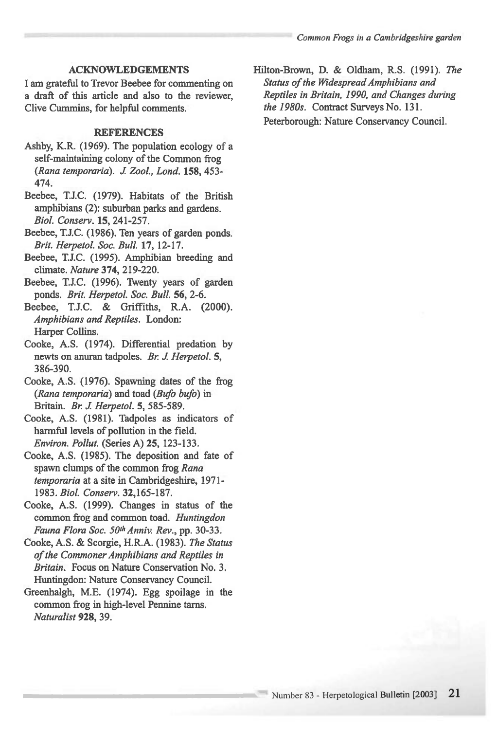## ACKNOWLEDGEMENTS

I am grateful to Trevor Beebee for commenting on a draft of this article and also to the reviewer, Clive Cummins, for helpful comments.

## REFERENCES

Ashby, K.R. (1969). The population ecology of a self-maintaining colony of the Common frog (*Rana temporaria*). *J. Zool., Lond.* **158**, 453-474.

Beebee, T.J.C. (1979). Habitats of the British amphibians (2): suburban parks and gardens. *Biol. Conserv.* **15**, 241-257.

Beebee, T.J.C. (1986). Ten years of garden ponds. *Brit. Herpetol. Soc. Bull.* **17**, 12-17.

Beebee, T.J.C. (1995). Amphibian breeding and climate. *Nature* **374**, 219-220.

Beebee, T.J.C. (1996). Twenty years of garden ponds. *Brit. Herpetol. Soc. Bull.* **56**, 2-6.

Beebee, T.J.C. & Griffiths, R.A. (2000). *Amphibians and Reptiles*. London: Harper Collins.

Cooke, A.S. (1974). Differential predation by newts on anuran tadpoles. *Br. J. Herpetol.* **5**, 386-390.

Cooke, A.S. (1976). Spawning dates of the frog (*Rana temporaria*) and toad (*Bufo bufo*) in Britain. *Br. J. Herpetol.* **5**, 585-589.

Cooke, A.S. (1981). Tadpoles as indicators of harmful levels of pollution in the field. *Environ. Pollut.* (Series A) **25**, 123-133.

Cooke, A.S. (1985). The deposition and fate of spawn clumps of the common frog *Rana temporaria* at a site in Cambridgeshire, 1971-1983. *Biol. Conserv.* **32**,165-187.

Cooke, A.S. (1999). Changes in status of the common frog and common toad. *Huntingdon Fauna Flora Soc. 50th Anniv. Rev.*, pp. 30-33.

Cooke, A.S. & Scorgie, H.R.A. (1983). *The Status of the Commoner Amphibians and Reptiles in Britain*. Focus on Nature Conservation No. 3. Huntingdon: Nature Conservancy Council.

Greenhalgh, M.E. (1974). Egg spoilage in the common frog in high-level Pennine tarns. *Naturalist* **928**, 39.

Hilton-Brown, D. & Oldham, R.S. (1991). *The Status of the Widespread Amphibians and Reptiles in Britain, 1990, and Changes during the 1980s*. Contract Surveys No. 131. Peterborough: Nature Conservancy Council.